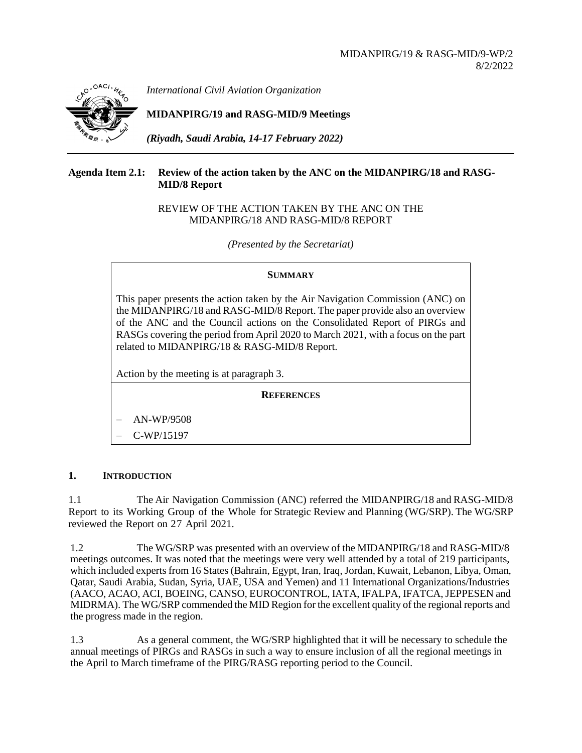MIDANPIRG/19 & RASG-MID/9-WP/2
8/2/2022

*International Civil Aviation Organization*

**MIDANPIRG/19 and RASG-MID/9 Meetings**

***(Riyadh, Saudi Arabia, 14-17 February 2022)***

---

**Agenda Item 2.1: Review of the action taken by the ANC on the MIDANPIRG/18 and RASG-MID/8 Report**

REVIEW OF THE ACTION TAKEN BY THE ANC ON THE MIDANPIRG/18 AND RASG-MID/8 REPORT

*(Presented by the Secretariat)*

**SUMMARY**

This paper presents the action taken by the Air Navigation Commission (ANC) on the MIDANPIRG/18 and RASG-MID/8 Report. The paper provide also an overview of the ANC and the Council actions on the Consolidated Report of PIRGs and RASGs covering the period from April 2020 to March 2021, with a focus on the part related to MIDANPIRG/18 & RASG-MID/8 Report.

Action by the meeting is at paragraph 3.

**REFERENCES**

- AN-WP/9508
- C-WP/15197

## 1. INTRODUCTION

1.1 The Air Navigation Commission (ANC) referred the MIDANPIRG/18 and RASG-MID/8 Report to its Working Group of the Whole for Strategic Review and Planning (WG/SRP). The WG/SRP reviewed the Report on 27 April 2021.

1.2 The WG/SRP was presented with an overview of the MIDANPIRG/18 and RASG-MID/8 meetings outcomes. It was noted that the meetings were very well attended by a total of 219 participants, which included experts from 16 States (Bahrain, Egypt, Iran, Iraq, Jordan, Kuwait, Lebanon, Libya, Oman, Qatar, Saudi Arabia, Sudan, Syria, UAE, USA and Yemen) and 11 International Organizations/Industries (AACO, ACAO, ACI, BOEING, CANSO, EUROCONTROL, IATA, IFALPA, IFATCA, JEPPESEN and MIDRMA). The WG/SRP commended the MID Region for the excellent quality of the regional reports and the progress made in the region.

1.3 As a general comment, the WG/SRP highlighted that it will be necessary to schedule the annual meetings of PIRGs and RASGs in such a way to ensure inclusion of all the regional meetings in the April to March timeframe of the PIRG/RASG reporting period to the Council.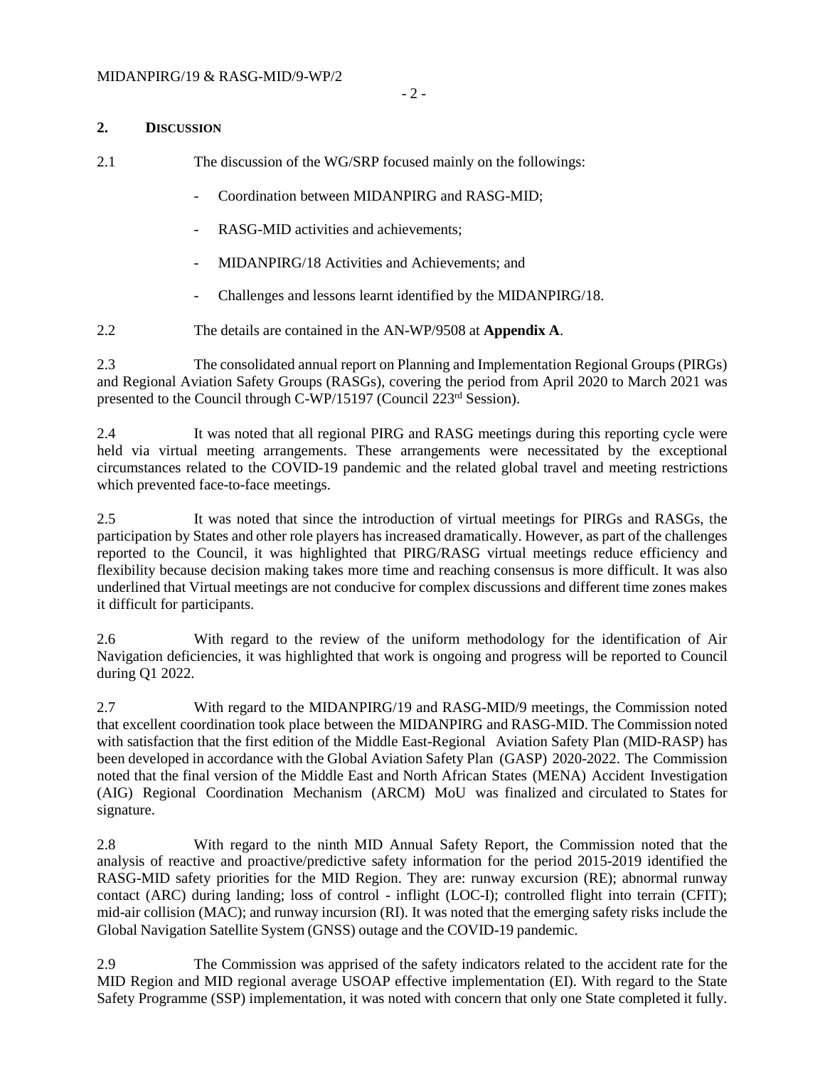## 2. DISCUSSION

2.1 The discussion of the WG/SRP focused mainly on the followings:

- Coordination between MIDANPIRG and RASG-MID;
- RASG-MID activities and achievements;
- MIDANPIRG/18 Activities and Achievements; and
- Challenges and lessons learnt identified by the MIDANPIRG/18.

2.2 The details are contained in the AN-WP/9508 at **Appendix A**.

2.3 The consolidated annual report on Planning and Implementation Regional Groups (PIRGs) and Regional Aviation Safety Groups (RASGs), covering the period from April 2020 to March 2021 was presented to the Council through C-WP/15197 (Council 223rd Session).

2.4 It was noted that all regional PIRG and RASG meetings during this reporting cycle were held via virtual meeting arrangements. These arrangements were necessitated by the exceptional circumstances related to the COVID-19 pandemic and the related global travel and meeting restrictions which prevented face-to-face meetings.

2.5 It was noted that since the introduction of virtual meetings for PIRGs and RASGs, the participation by States and other role players has increased dramatically. However, as part of the challenges reported to the Council, it was highlighted that PIRG/RASG virtual meetings reduce efficiency and flexibility because decision making takes more time and reaching consensus is more difficult. It was also underlined that Virtual meetings are not conducive for complex discussions and different time zones makes it difficult for participants.

2.6 With regard to the review of the uniform methodology for the identification of Air Navigation deficiencies, it was highlighted that work is ongoing and progress will be reported to Council during Q1 2022.

2.7 With regard to the MIDANPIRG/19 and RASG-MID/9 meetings, the Commission noted that excellent coordination took place between the MIDANPIRG and RASG-MID. The Commission noted with satisfaction that the first edition of the Middle East-Regional Aviation Safety Plan (MID-RASP) has been developed in accordance with the Global Aviation Safety Plan (GASP) 2020-2022. The Commission noted that the final version of the Middle East and North African States (MENA) Accident Investigation (AIG) Regional Coordination Mechanism (ARCM) MoU was finalized and circulated to States for signature.

2.8 With regard to the ninth MID Annual Safety Report, the Commission noted that the analysis of reactive and proactive/predictive safety information for the period 2015-2019 identified the RASG-MID safety priorities for the MID Region. They are: runway excursion (RE); abnormal runway contact (ARC) during landing; loss of control - inflight (LOC-I); controlled flight into terrain (CFIT); mid-air collision (MAC); and runway incursion (RI). It was noted that the emerging safety risks include the Global Navigation Satellite System (GNSS) outage and the COVID-19 pandemic.

2.9 The Commission was apprised of the safety indicators related to the accident rate for the MID Region and MID regional average USOAP effective implementation (EI). With regard to the State Safety Programme (SSP) implementation, it was noted with concern that only one State completed it fully.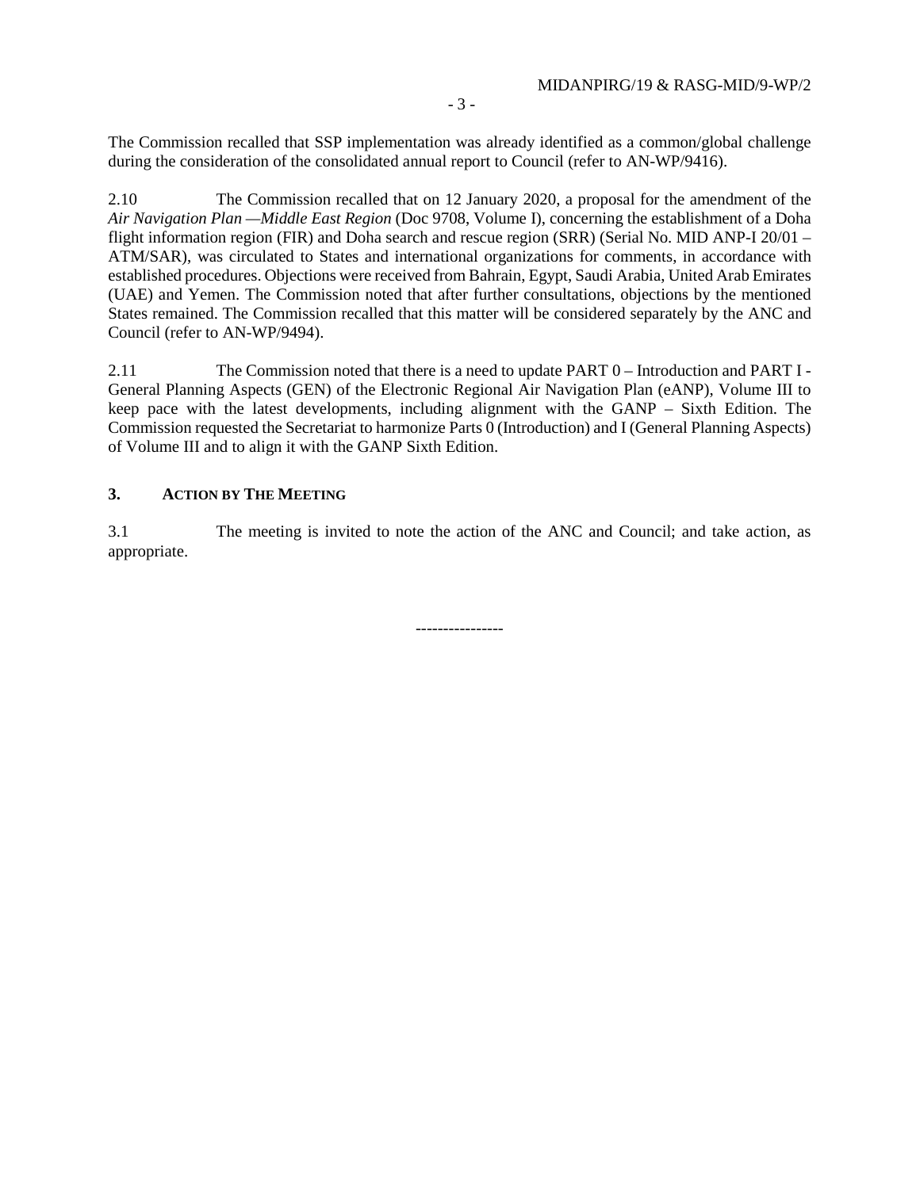The Commission recalled that SSP implementation was already identified as a common/global challenge during the consideration of the consolidated annual report to Council (refer to AN-WP/9416).

2.10 The Commission recalled that on 12 January 2020, a proposal for the amendment of the *Air Navigation Plan —Middle East Region* (Doc 9708, Volume I), concerning the establishment of a Doha flight information region (FIR) and Doha search and rescue region (SRR) (Serial No. MID ANP-I 20/01 – ATM/SAR), was circulated to States and international organizations for comments, in accordance with established procedures. Objections were received from Bahrain, Egypt, Saudi Arabia, United Arab Emirates (UAE) and Yemen. The Commission noted that after further consultations, objections by the mentioned States remained. The Commission recalled that this matter will be considered separately by the ANC and Council (refer to AN-WP/9494).

2.11 The Commission noted that there is a need to update PART 0 – Introduction and PART I - General Planning Aspects (GEN) of the Electronic Regional Air Navigation Plan (eANP), Volume III to keep pace with the latest developments, including alignment with the GANP – Sixth Edition. The Commission requested the Secretariat to harmonize Parts 0 (Introduction) and I (General Planning Aspects) of Volume III and to align it with the GANP Sixth Edition.

## 3. ACTION BY THE MEETING

3.1 The meeting is invited to note the action of the ANC and Council; and take action, as appropriate.

----------------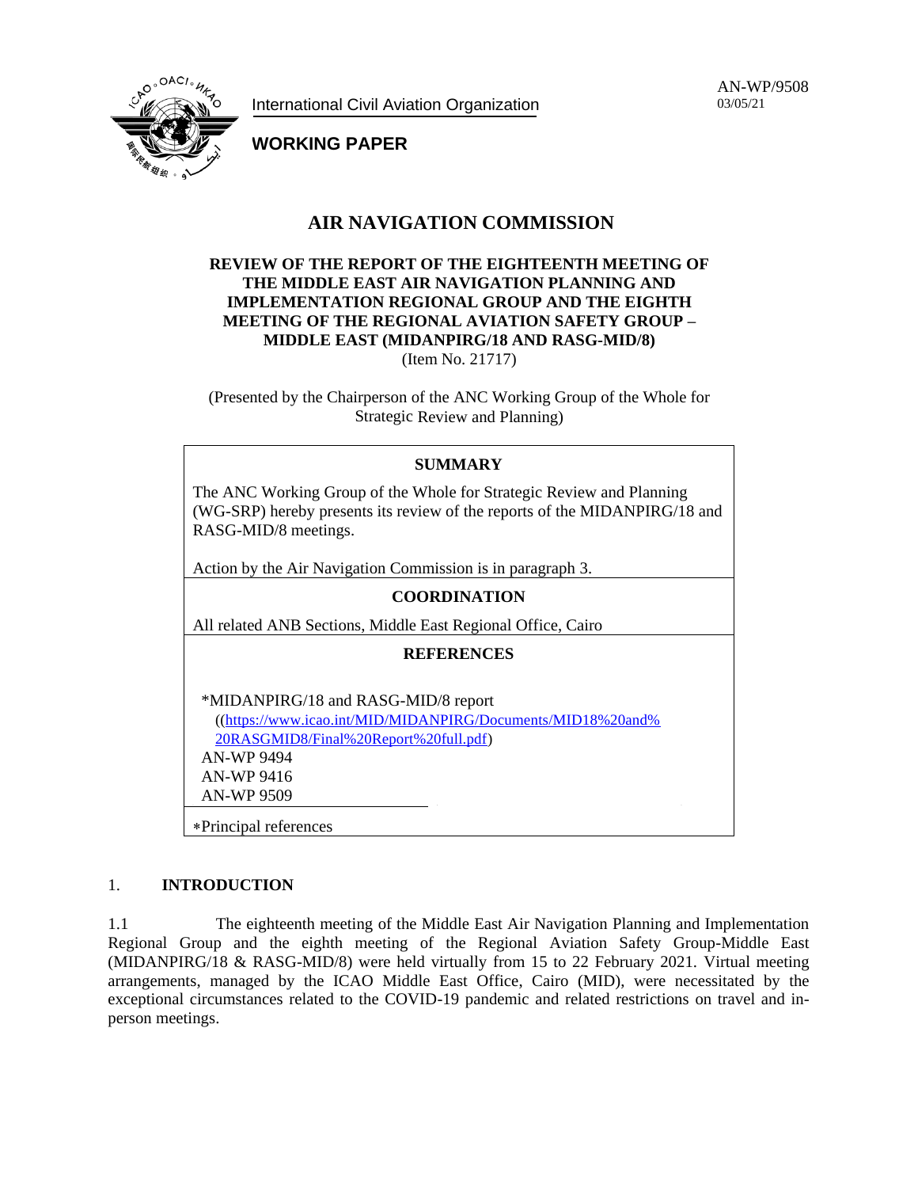International Civil Aviation Organization

**WORKING PAPER**

AN-WP/9508
03/05/21

# AIR NAVIGATION COMMISSION

**REVIEW OF THE REPORT OF THE EIGHTEENTH MEETING OF THE MIDDLE EAST AIR NAVIGATION PLANNING AND IMPLEMENTATION REGIONAL GROUP AND THE EIGHTH MEETING OF THE REGIONAL AVIATION SAFETY GROUP – MIDDLE EAST (MIDANPIRG/18 AND RASG-MID/8)**
(Item No. 21717)

(Presented by the Chairperson of the ANC Working Group of the Whole for Strategic Review and Planning)

| **SUMMARY** |
|---|
| The ANC Working Group of the Whole for Strategic Review and Planning (WG-SRP) hereby presents its review of the reports of the MIDANPIRG/18 and RASG-MID/8 meetings.<br><br>Action by the Air Navigation Commission is in paragraph 3. |
| **COORDINATION** |
| All related ANB Sections, Middle East Regional Office, Cairo |
| **REFERENCES** |
| *MIDANPIRG/18 and RASG-MID/8 report ((https://www.icao.int/MID/MIDANPIRG/Documents/MID18%20and%20RASGMID8/Final%20Report%20full.pdf)<br>AN-WP 9494<br>AN-WP 9416<br>AN-WP 9509<br><br>*Principal references |

## 1. INTRODUCTION

1.1 The eighteenth meeting of the Middle East Air Navigation Planning and Implementation Regional Group and the eighth meeting of the Regional Aviation Safety Group-Middle East (MIDANPIRG/18 & RASG-MID/8) were held virtually from 15 to 22 February 2021. Virtual meeting arrangements, managed by the ICAO Middle East Office, Cairo (MID), were necessitated by the exceptional circumstances related to the COVID-19 pandemic and related restrictions on travel and in-person meetings.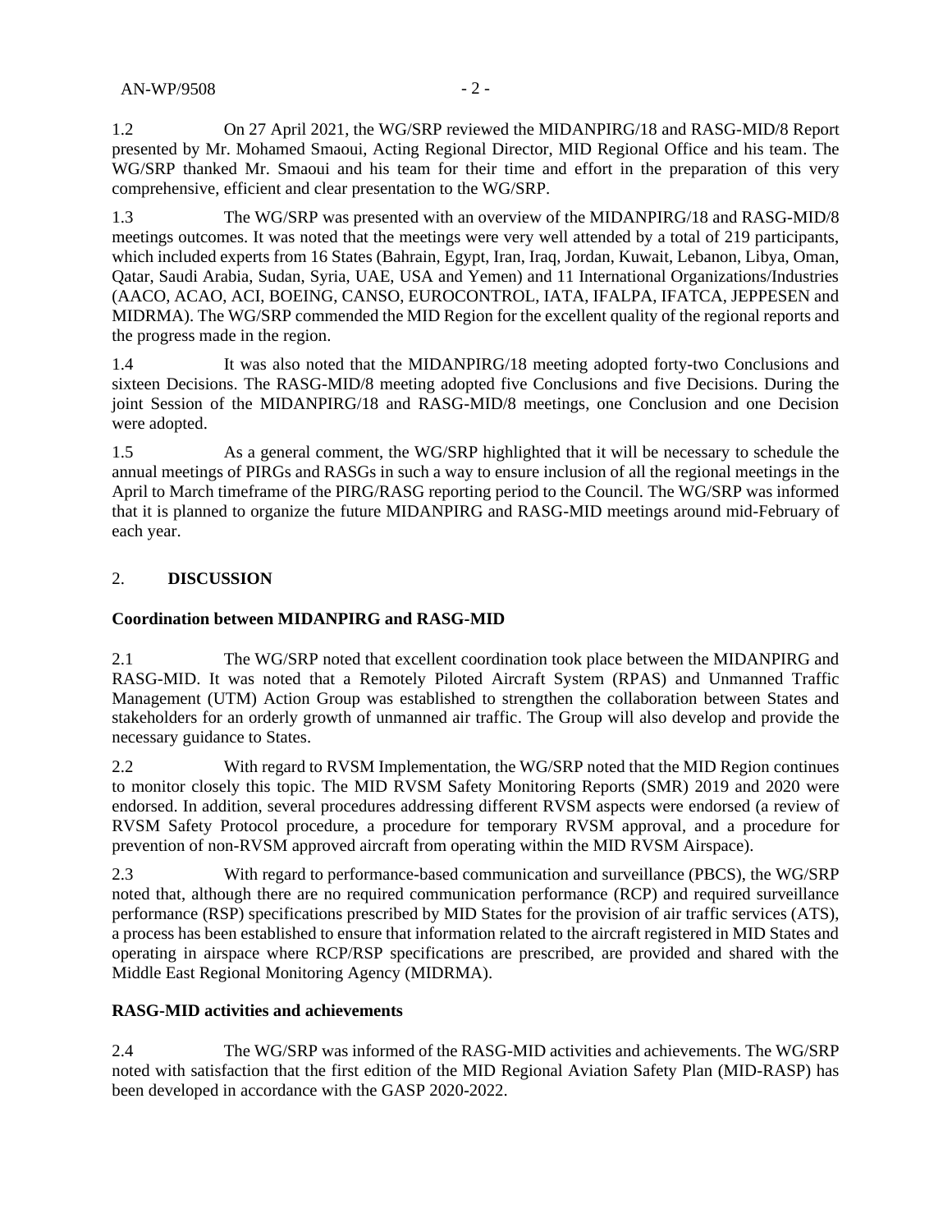1.2 On 27 April 2021, the WG/SRP reviewed the MIDANPIRG/18 and RASG-MID/8 Report presented by Mr. Mohamed Smaoui, Acting Regional Director, MID Regional Office and his team. The WG/SRP thanked Mr. Smaoui and his team for their time and effort in the preparation of this very comprehensive, efficient and clear presentation to the WG/SRP.

1.3 The WG/SRP was presented with an overview of the MIDANPIRG/18 and RASG-MID/8 meetings outcomes. It was noted that the meetings were very well attended by a total of 219 participants, which included experts from 16 States (Bahrain, Egypt, Iran, Iraq, Jordan, Kuwait, Lebanon, Libya, Oman, Qatar, Saudi Arabia, Sudan, Syria, UAE, USA and Yemen) and 11 International Organizations/Industries (AACO, ACAO, ACI, BOEING, CANSO, EUROCONTROL, IATA, IFALPA, IFATCA, JEPPESEN and MIDRMA). The WG/SRP commended the MID Region for the excellent quality of the regional reports and the progress made in the region.

1.4 It was also noted that the MIDANPIRG/18 meeting adopted forty-two Conclusions and sixteen Decisions. The RASG-MID/8 meeting adopted five Conclusions and five Decisions. During the joint Session of the MIDANPIRG/18 and RASG-MID/8 meetings, one Conclusion and one Decision were adopted.

1.5 As a general comment, the WG/SRP highlighted that it will be necessary to schedule the annual meetings of PIRGs and RASGs in such a way to ensure inclusion of all the regional meetings in the April to March timeframe of the PIRG/RASG reporting period to the Council. The WG/SRP was informed that it is planned to organize the future MIDANPIRG and RASG-MID meetings around mid-February of each year.

## 2. DISCUSSION

### Coordination between MIDANPIRG and RASG-MID

2.1 The WG/SRP noted that excellent coordination took place between the MIDANPIRG and RASG-MID. It was noted that a Remotely Piloted Aircraft System (RPAS) and Unmanned Traffic Management (UTM) Action Group was established to strengthen the collaboration between States and stakeholders for an orderly growth of unmanned air traffic. The Group will also develop and provide the necessary guidance to States.

2.2 With regard to RVSM Implementation, the WG/SRP noted that the MID Region continues to monitor closely this topic. The MID RVSM Safety Monitoring Reports (SMR) 2019 and 2020 were endorsed. In addition, several procedures addressing different RVSM aspects were endorsed (a review of RVSM Safety Protocol procedure, a procedure for temporary RVSM approval, and a procedure for prevention of non-RVSM approved aircraft from operating within the MID RVSM Airspace).

2.3 With regard to performance-based communication and surveillance (PBCS), the WG/SRP noted that, although there are no required communication performance (RCP) and required surveillance performance (RSP) specifications prescribed by MID States for the provision of air traffic services (ATS), a process has been established to ensure that information related to the aircraft registered in MID States and operating in airspace where RCP/RSP specifications are prescribed, are provided and shared with the Middle East Regional Monitoring Agency (MIDRMA).

### RASG-MID activities and achievements

2.4 The WG/SRP was informed of the RASG-MID activities and achievements. The WG/SRP noted with satisfaction that the first edition of the MID Regional Aviation Safety Plan (MID-RASP) has been developed in accordance with the GASP 2020-2022.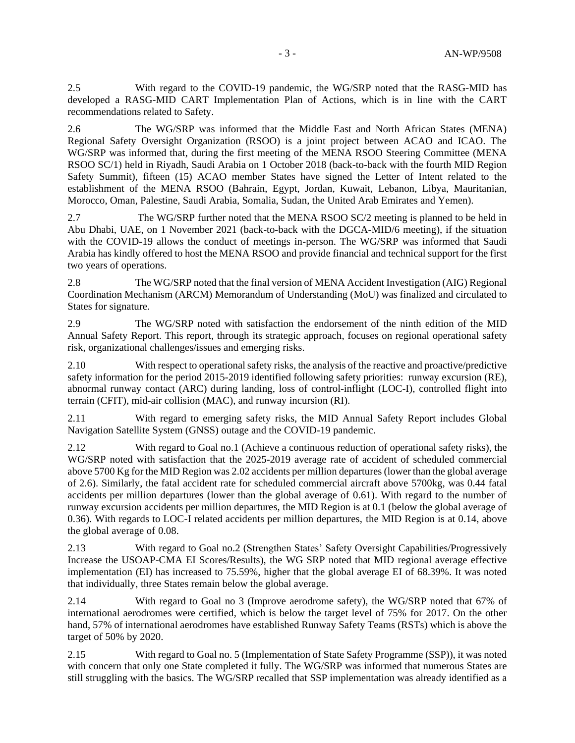2.5 With regard to the COVID-19 pandemic, the WG/SRP noted that the RASG-MID has developed a RASG-MID CART Implementation Plan of Actions, which is in line with the CART recommendations related to Safety.

2.6 The WG/SRP was informed that the Middle East and North African States (MENA) Regional Safety Oversight Organization (RSOO) is a joint project between ACAO and ICAO. The WG/SRP was informed that, during the first meeting of the MENA RSOO Steering Committee (MENA RSOO SC/1) held in Riyadh, Saudi Arabia on 1 October 2018 (back-to-back with the fourth MID Region Safety Summit), fifteen (15) ACAO member States have signed the Letter of Intent related to the establishment of the MENA RSOO (Bahrain, Egypt, Jordan, Kuwait, Lebanon, Libya, Mauritanian, Morocco, Oman, Palestine, Saudi Arabia, Somalia, Sudan, the United Arab Emirates and Yemen).

2.7 The WG/SRP further noted that the MENA RSOO SC/2 meeting is planned to be held in Abu Dhabi, UAE, on 1 November 2021 (back-to-back with the DGCA-MID/6 meeting), if the situation with the COVID-19 allows the conduct of meetings in-person. The WG/SRP was informed that Saudi Arabia has kindly offered to host the MENA RSOO and provide financial and technical support for the first two years of operations.

2.8 The WG/SRP noted that the final version of MENA Accident Investigation (AIG) Regional Coordination Mechanism (ARCM) Memorandum of Understanding (MoU) was finalized and circulated to States for signature.

2.9 The WG/SRP noted with satisfaction the endorsement of the ninth edition of the MID Annual Safety Report. This report, through its strategic approach, focuses on regional operational safety risk, organizational challenges/issues and emerging risks.

2.10 With respect to operational safety risks, the analysis of the reactive and proactive/predictive safety information for the period 2015-2019 identified following safety priorities: runway excursion (RE), abnormal runway contact (ARC) during landing, loss of control-inflight (LOC-I), controlled flight into terrain (CFIT), mid-air collision (MAC), and runway incursion (RI).

2.11 With regard to emerging safety risks, the MID Annual Safety Report includes Global Navigation Satellite System (GNSS) outage and the COVID-19 pandemic.

2.12 With regard to Goal no.1 (Achieve a continuous reduction of operational safety risks), the WG/SRP noted with satisfaction that the 2025-2019 average rate of accident of scheduled commercial above 5700 Kg for the MID Region was 2.02 accidents per million departures (lower than the global average of 2.6). Similarly, the fatal accident rate for scheduled commercial aircraft above 5700kg, was 0.44 fatal accidents per million departures (lower than the global average of 0.61). With regard to the number of runway excursion accidents per million departures, the MID Region is at 0.1 (below the global average of 0.36). With regards to LOC-I related accidents per million departures, the MID Region is at 0.14, above the global average of 0.08.

2.13 With regard to Goal no.2 (Strengthen States' Safety Oversight Capabilities/Progressively Increase the USOAP-CMA EI Scores/Results), the WG SRP noted that MID regional average effective implementation (EI) has increased to 75.59%, higher that the global average EI of 68.39%. It was noted that individually, three States remain below the global average.

2.14 With regard to Goal no 3 (Improve aerodrome safety), the WG/SRP noted that 67% of international aerodromes were certified, which is below the target level of 75% for 2017. On the other hand, 57% of international aerodromes have established Runway Safety Teams (RSTs) which is above the target of 50% by 2020.

2.15 With regard to Goal no. 5 (Implementation of State Safety Programme (SSP)), it was noted with concern that only one State completed it fully. The WG/SRP was informed that numerous States are still struggling with the basics. The WG/SRP recalled that SSP implementation was already identified as a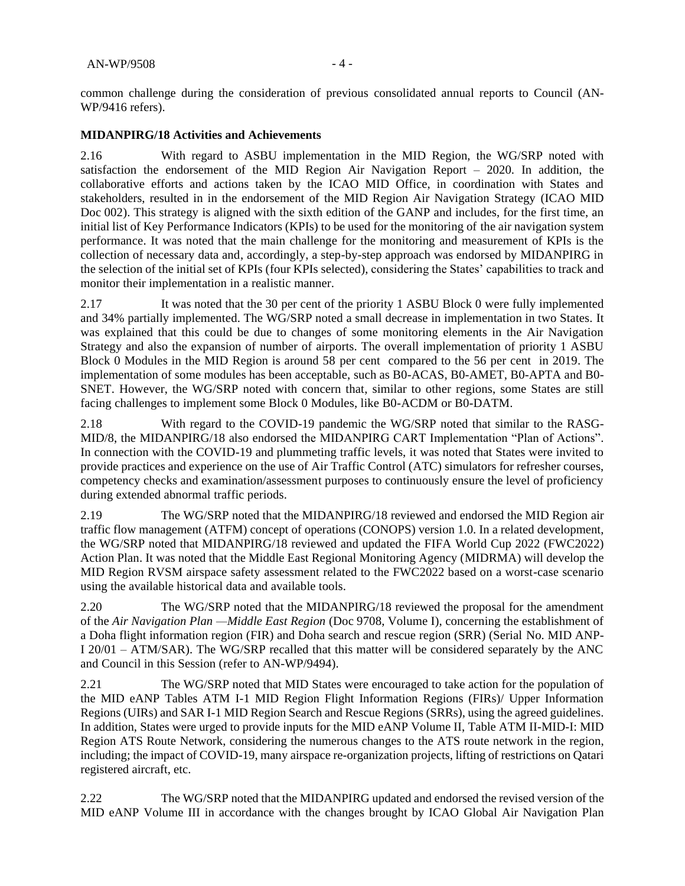common challenge during the consideration of previous consolidated annual reports to Council (AN-WP/9416 refers).

**MIDANPIRG/18 Activities and Achievements**

2.16 With regard to ASBU implementation in the MID Region, the WG/SRP noted with satisfaction the endorsement of the MID Region Air Navigation Report – 2020. In addition, the collaborative efforts and actions taken by the ICAO MID Office, in coordination with States and stakeholders, resulted in in the endorsement of the MID Region Air Navigation Strategy (ICAO MID Doc 002). This strategy is aligned with the sixth edition of the GANP and includes, for the first time, an initial list of Key Performance Indicators (KPIs) to be used for the monitoring of the air navigation system performance. It was noted that the main challenge for the monitoring and measurement of KPIs is the collection of necessary data and, accordingly, a step-by-step approach was endorsed by MIDANPIRG in the selection of the initial set of KPIs (four KPIs selected), considering the States' capabilities to track and monitor their implementation in a realistic manner.

2.17 It was noted that the 30 per cent of the priority 1 ASBU Block 0 were fully implemented and 34% partially implemented. The WG/SRP noted a small decrease in implementation in two States. It was explained that this could be due to changes of some monitoring elements in the Air Navigation Strategy and also the expansion of number of airports. The overall implementation of priority 1 ASBU Block 0 Modules in the MID Region is around 58 per cent compared to the 56 per cent in 2019. The implementation of some modules has been acceptable, such as B0-ACAS, B0-AMET, B0-APTA and B0-SNET. However, the WG/SRP noted with concern that, similar to other regions, some States are still facing challenges to implement some Block 0 Modules, like B0-ACDM or B0-DATM.

2.18 With regard to the COVID-19 pandemic the WG/SRP noted that similar to the RASG-MID/8, the MIDANPIRG/18 also endorsed the MIDANPIRG CART Implementation "Plan of Actions". In connection with the COVID-19 and plummeting traffic levels, it was noted that States were invited to provide practices and experience on the use of Air Traffic Control (ATC) simulators for refresher courses, competency checks and examination/assessment purposes to continuously ensure the level of proficiency during extended abnormal traffic periods.

2.19 The WG/SRP noted that the MIDANPIRG/18 reviewed and endorsed the MID Region air traffic flow management (ATFM) concept of operations (CONOPS) version 1.0. In a related development, the WG/SRP noted that MIDANPIRG/18 reviewed and updated the FIFA World Cup 2022 (FWC2022) Action Plan. It was noted that the Middle East Regional Monitoring Agency (MIDRMA) will develop the MID Region RVSM airspace safety assessment related to the FWC2022 based on a worst-case scenario using the available historical data and available tools.

2.20 The WG/SRP noted that the MIDANPIRG/18 reviewed the proposal for the amendment of the *Air Navigation Plan —Middle East Region* (Doc 9708, Volume I), concerning the establishment of a Doha flight information region (FIR) and Doha search and rescue region (SRR) (Serial No. MID ANP-I 20/01 – ATM/SAR). The WG/SRP recalled that this matter will be considered separately by the ANC and Council in this Session (refer to AN-WP/9494).

2.21 The WG/SRP noted that MID States were encouraged to take action for the population of the MID eANP Tables ATM I-1 MID Region Flight Information Regions (FIRs)/ Upper Information Regions (UIRs) and SAR I-1 MID Region Search and Rescue Regions (SRRs), using the agreed guidelines. In addition, States were urged to provide inputs for the MID eANP Volume II, Table ATM II-MID-I: MID Region ATS Route Network, considering the numerous changes to the ATS route network in the region, including; the impact of COVID-19, many airspace re-organization projects, lifting of restrictions on Qatari registered aircraft, etc.

2.22 The WG/SRP noted that the MIDANPIRG updated and endorsed the revised version of the MID eANP Volume III in accordance with the changes brought by ICAO Global Air Navigation Plan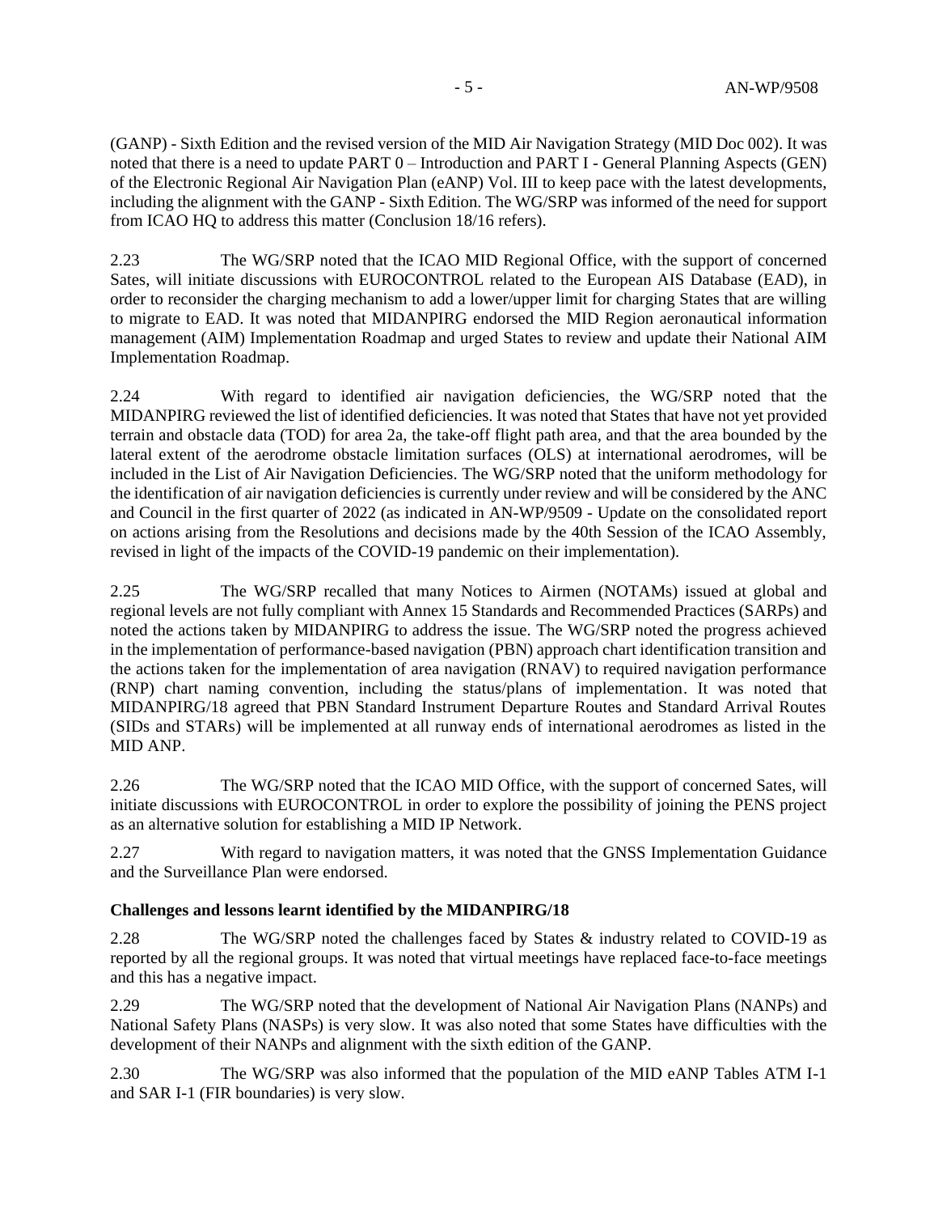(GANP) - Sixth Edition and the revised version of the MID Air Navigation Strategy (MID Doc 002). It was noted that there is a need to update PART 0 – Introduction and PART I - General Planning Aspects (GEN) of the Electronic Regional Air Navigation Plan (eANP) Vol. III to keep pace with the latest developments, including the alignment with the GANP - Sixth Edition. The WG/SRP was informed of the need for support from ICAO HQ to address this matter (Conclusion 18/16 refers).

2.23 The WG/SRP noted that the ICAO MID Regional Office, with the support of concerned Sates, will initiate discussions with EUROCONTROL related to the European AIS Database (EAD), in order to reconsider the charging mechanism to add a lower/upper limit for charging States that are willing to migrate to EAD. It was noted that MIDANPIRG endorsed the MID Region aeronautical information management (AIM) Implementation Roadmap and urged States to review and update their National AIM Implementation Roadmap.

2.24 With regard to identified air navigation deficiencies, the WG/SRP noted that the MIDANPIRG reviewed the list of identified deficiencies. It was noted that States that have not yet provided terrain and obstacle data (TOD) for area 2a, the take-off flight path area, and that the area bounded by the lateral extent of the aerodrome obstacle limitation surfaces (OLS) at international aerodromes, will be included in the List of Air Navigation Deficiencies. The WG/SRP noted that the uniform methodology for the identification of air navigation deficiencies is currently under review and will be considered by the ANC and Council in the first quarter of 2022 (as indicated in AN-WP/9509 - Update on the consolidated report on actions arising from the Resolutions and decisions made by the 40th Session of the ICAO Assembly, revised in light of the impacts of the COVID-19 pandemic on their implementation).

2.25 The WG/SRP recalled that many Notices to Airmen (NOTAMs) issued at global and regional levels are not fully compliant with Annex 15 Standards and Recommended Practices (SARPs) and noted the actions taken by MIDANPIRG to address the issue. The WG/SRP noted the progress achieved in the implementation of performance-based navigation (PBN) approach chart identification transition and the actions taken for the implementation of area navigation (RNAV) to required navigation performance (RNP) chart naming convention, including the status/plans of implementation. It was noted that MIDANPIRG/18 agreed that PBN Standard Instrument Departure Routes and Standard Arrival Routes (SIDs and STARs) will be implemented at all runway ends of international aerodromes as listed in the MID ANP.

2.26 The WG/SRP noted that the ICAO MID Office, with the support of concerned Sates, will initiate discussions with EUROCONTROL in order to explore the possibility of joining the PENS project as an alternative solution for establishing a MID IP Network.

2.27 With regard to navigation matters, it was noted that the GNSS Implementation Guidance and the Surveillance Plan were endorsed.

**Challenges and lessons learnt identified by the MIDANPIRG/18**

2.28 The WG/SRP noted the challenges faced by States & industry related to COVID-19 as reported by all the regional groups. It was noted that virtual meetings have replaced face-to-face meetings and this has a negative impact.

2.29 The WG/SRP noted that the development of National Air Navigation Plans (NANPs) and National Safety Plans (NASPs) is very slow. It was also noted that some States have difficulties with the development of their NANPs and alignment with the sixth edition of the GANP.

2.30 The WG/SRP was also informed that the population of the MID eANP Tables ATM I-1 and SAR I-1 (FIR boundaries) is very slow.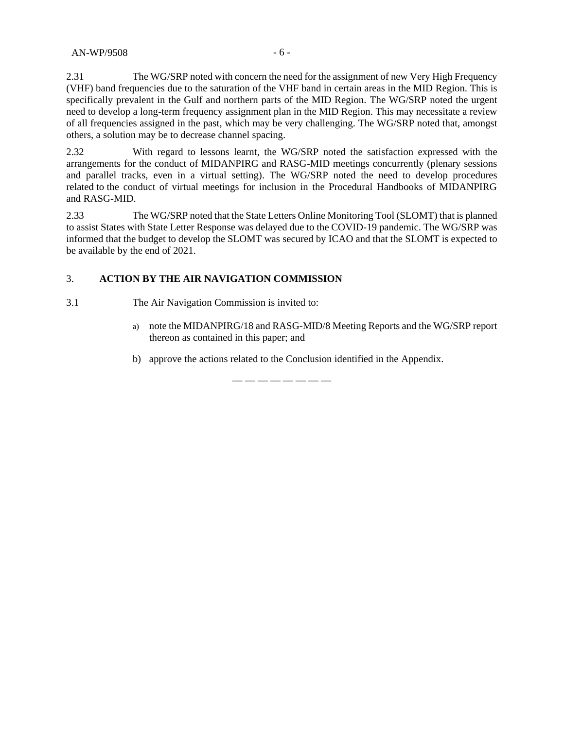2.31 The WG/SRP noted with concern the need for the assignment of new Very High Frequency (VHF) band frequencies due to the saturation of the VHF band in certain areas in the MID Region. This is specifically prevalent in the Gulf and northern parts of the MID Region. The WG/SRP noted the urgent need to develop a long-term frequency assignment plan in the MID Region. This may necessitate a review of all frequencies assigned in the past, which may be very challenging. The WG/SRP noted that, amongst others, a solution may be to decrease channel spacing.

2.32 With regard to lessons learnt, the WG/SRP noted the satisfaction expressed with the arrangements for the conduct of MIDANPIRG and RASG-MID meetings concurrently (plenary sessions and parallel tracks, even in a virtual setting). The WG/SRP noted the need to develop procedures related to the conduct of virtual meetings for inclusion in the Procedural Handbooks of MIDANPIRG and RASG-MID.

2.33 The WG/SRP noted that the State Letters Online Monitoring Tool (SLOMT) that is planned to assist States with State Letter Response was delayed due to the COVID-19 pandemic. The WG/SRP was informed that the budget to develop the SLOMT was secured by ICAO and that the SLOMT is expected to be available by the end of 2021.

## 3. ACTION BY THE AIR NAVIGATION COMMISSION

3.1 The Air Navigation Commission is invited to:

a) note the MIDANPIRG/18 and RASG-MID/8 Meeting Reports and the WG/SRP report thereon as contained in this paper; and

b) approve the actions related to the Conclusion identified in the Appendix.

— — — — — — — —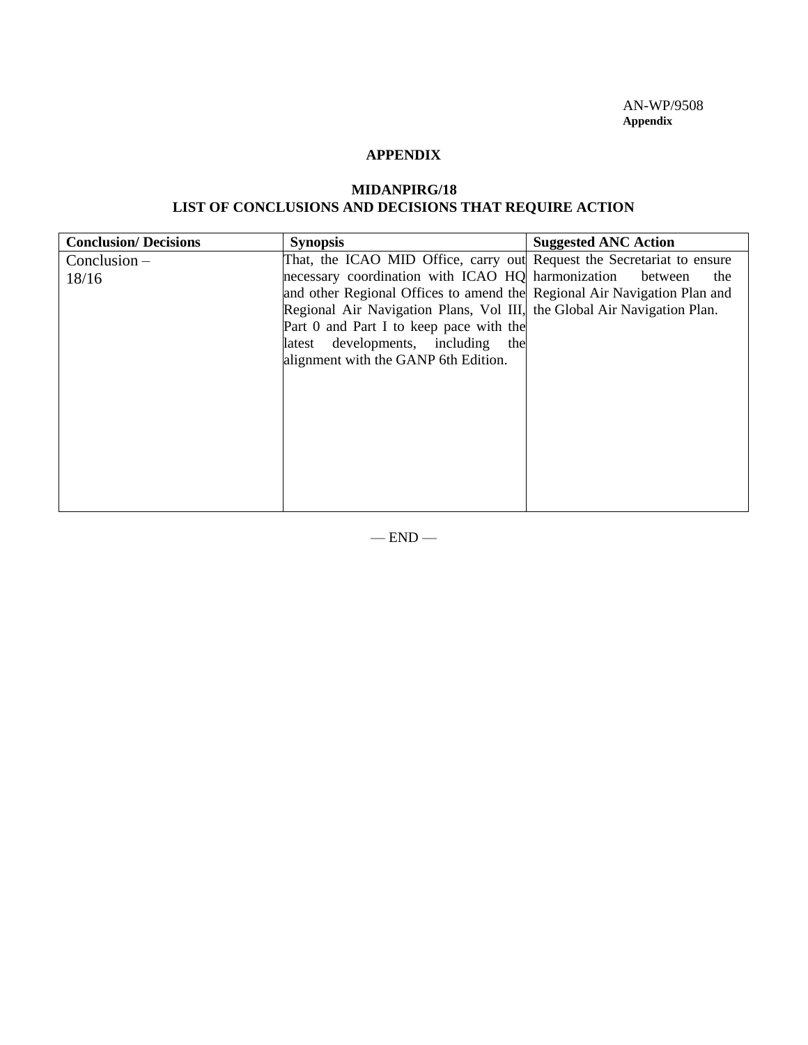## APPENDIX

### MIDANPIRG/18
### LIST OF CONCLUSIONS AND DECISIONS THAT REQUIRE ACTION

| Conclusion/ Decisions | Synopsis | Suggested ANC Action |
|---|---|---|
| Conclusion – 18/16 | That, the ICAO MID Office, carry out necessary coordination with ICAO HQ and other Regional Offices to amend the Regional Air Navigation Plans, Vol III, Part 0 and Part I to keep pace with the latest developments, including the alignment with the GANP 6th Edition. | Request the Secretariat to ensure harmonization between the Regional Air Navigation Plan and the Global Air Navigation Plan. |

— END —